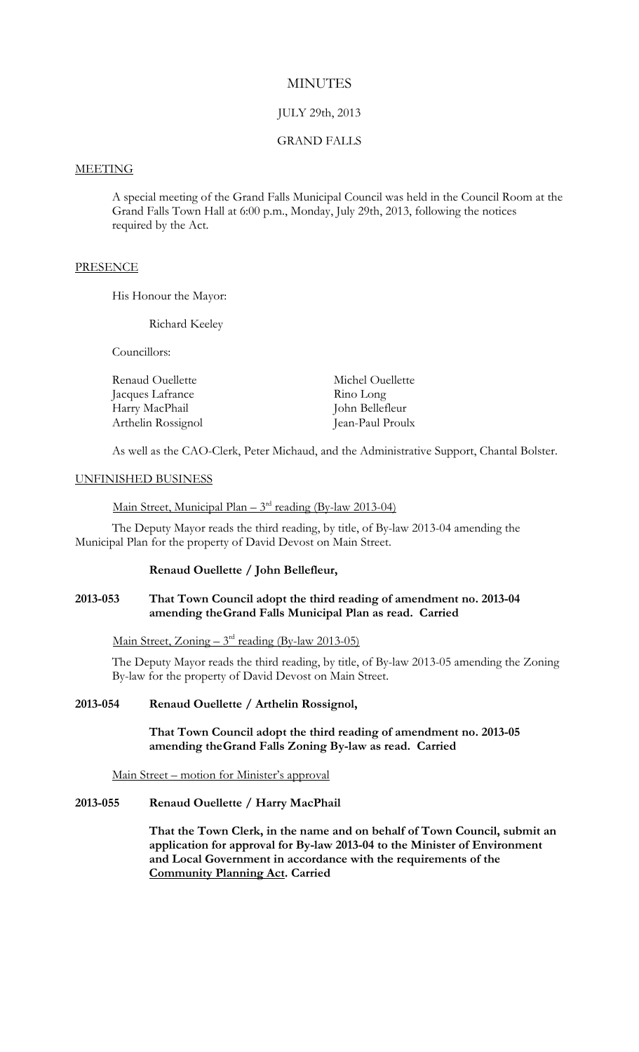# MINUTES

JULY 29th, 2013

GRAND FALLS

## MEETING

A special meeting of the Grand Falls Municipal Council was held in the Council Room at the Grand Falls Town Hall at 6:00 p.m., Monday, July 29th, 2013, following the notices required by the Act.

## PRESENCE

His Honour the Mayor:

Richard Keeley

Councillors:

| | |
|---|---|
| Renaud Ouellette | Michel Ouellette |
| Jacques Lafrance | Rino Long |
| Harry MacPhail | John Bellefleur |
| Arthelin Rossignol | Jean-Paul Proulx |

As well as the CAO-Clerk, Peter Michaud, and the Administrative Support, Chantal Bolster.

## UNFINISHED BUSINESS

Main Street, Municipal Plan – 3rd reading (By-law 2013-04)

The Deputy Mayor reads the third reading, by title, of By-law 2013-04 amending the Municipal Plan for the property of David Devost on Main Street.

**Renaud Ouellette / John Bellefleur,**

**2013-053 That Town Council adopt the third reading of amendment no. 2013-04 amending theGrand Falls Municipal Plan as read. Carried**

Main Street, Zoning – 3rd reading (By-law 2013-05)

The Deputy Mayor reads the third reading, by title, of By-law 2013-05 amending the Zoning By-law for the property of David Devost on Main Street.

**2013-054 Renaud Ouellette / Arthelin Rossignol,**

**That Town Council adopt the third reading of amendment no. 2013-05 amending theGrand Falls Zoning By-law as read. Carried**

Main Street – motion for Minister's approval

**2013-055 Renaud Ouellette / Harry MacPhail**

**That the Town Clerk, in the name and on behalf of Town Council, submit an application for approval for By-law 2013-04 to the Minister of Environment and Local Government in accordance with the requirements of the Community Planning Act. Carried**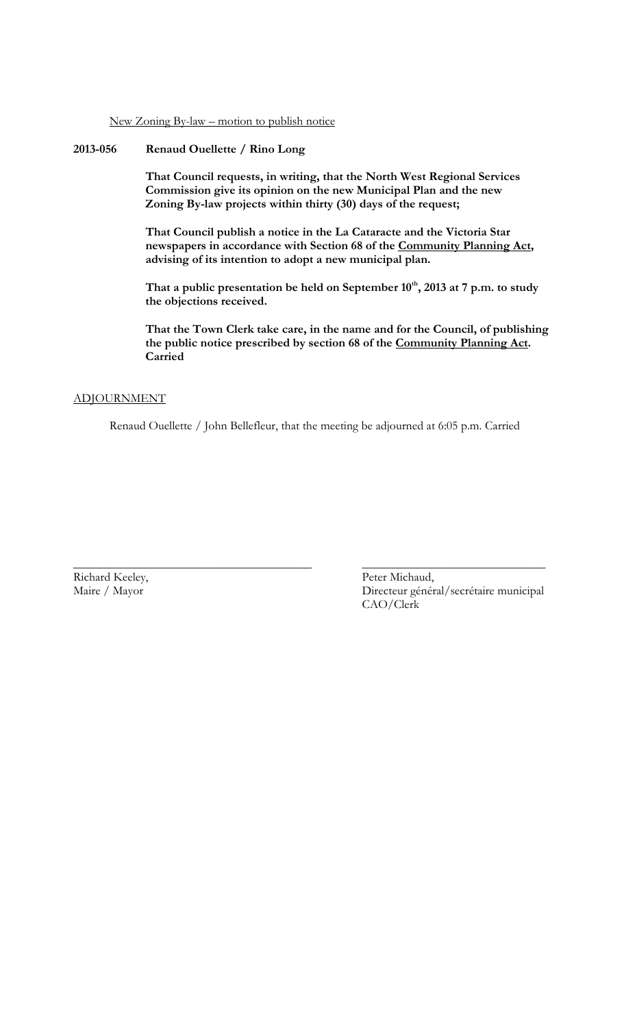New Zoning By-law – motion to publish notice

**2013-056 Renaud Ouellette / Rino Long**

**That Council requests, in writing, that the North West Regional Services Commission give its opinion on the new Municipal Plan and the new Zoning By-law projects within thirty (30) days of the request;**

**That Council publish a notice in the La Cataracte and the Victoria Star newspapers in accordance with Section 68 of the Community Planning Act, advising of its intention to adopt a new municipal plan.**

**That a public presentation be held on September 10th, 2013 at 7 p.m. to study the objections received.**

**That the Town Clerk take care, in the name and for the Council, of publishing the public notice prescribed by section 68 of the Community Planning Act. Carried**

ADJOURNMENT

Renaud Ouellette / John Bellefleur, that the meeting be adjourned at 6:05 p.m. Carried

Richard Keeley,
Maire / Mayor

Peter Michaud,
Directeur général/secrétaire municipal
CAO/Clerk